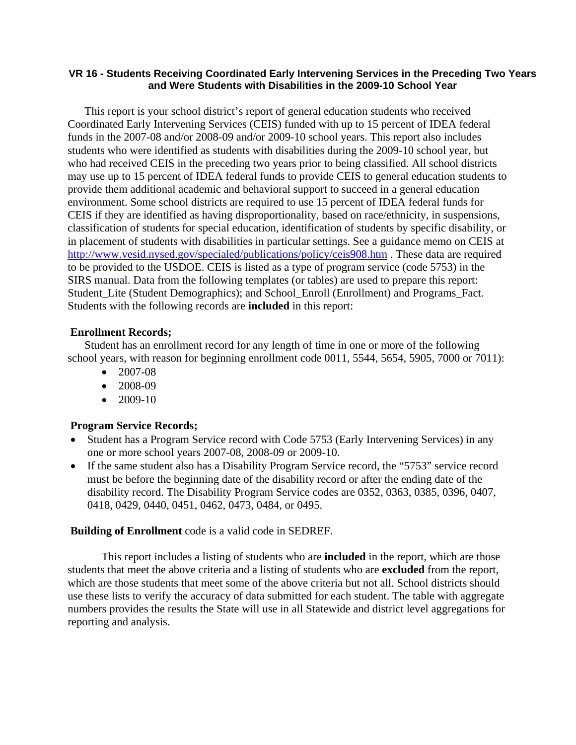**VR 16 - Students Receiving Coordinated Early Intervening Services in the Preceding Two Years and Were Students with Disabilities in the 2009-10 School Year**

This report is your school district's report of general education students who received Coordinated Early Intervening Services (CEIS) funded with up to 15 percent of IDEA federal funds in the 2007-08 and/or 2008-09 and/or 2009-10 school years. This report also includes students who were identified as students with disabilities during the 2009-10 school year, but who had received CEIS in the preceding two years prior to being classified. All school districts may use up to 15 percent of IDEA federal funds to provide CEIS to general education students to provide them additional academic and behavioral support to succeed in a general education environment. Some school districts are required to use 15 percent of IDEA federal funds for CEIS if they are identified as having disproportionality, based on race/ethnicity, in suspensions, classification of students for special education, identification of students by specific disability, or in placement of students with disabilities in particular settings. See a guidance memo on CEIS at http://www.vesid.nysed.gov/specialed/publications/policy/ceis908.htm . These data are required to be provided to the USDOE. CEIS is listed as a type of program service (code 5753) in the SIRS manual. Data from the following templates (or tables) are used to prepare this report: Student_Lite (Student Demographics); and School_Enroll (Enrollment) and Programs_Fact. Students with the following records are **included** in this report:

**Enrollment Records;**

Student has an enrollment record for any length of time in one or more of the following school years, with reason for beginning enrollment code 0011, 5544, 5654, 5905, 7000 or 7011):

- 2007-08
- 2008-09
- 2009-10

**Program Service Records;**

- Student has a Program Service record with Code 5753 (Early Intervening Services) in any one or more school years 2007-08, 2008-09 or 2009-10.
- If the same student also has a Disability Program Service record, the "5753" service record must be before the beginning date of the disability record or after the ending date of the disability record. The Disability Program Service codes are 0352, 0363, 0385, 0396, 0407, 0418, 0429, 0440, 0451, 0462, 0473, 0484, or 0495.

**Building of Enrollment** code is a valid code in SEDREF.

This report includes a listing of students who are **included** in the report, which are those students that meet the above criteria and a listing of students who are **excluded** from the report, which are those students that meet some of the above criteria but not all. School districts should use these lists to verify the accuracy of data submitted for each student. The table with aggregate numbers provides the results the State will use in all Statewide and district level aggregations for reporting and analysis.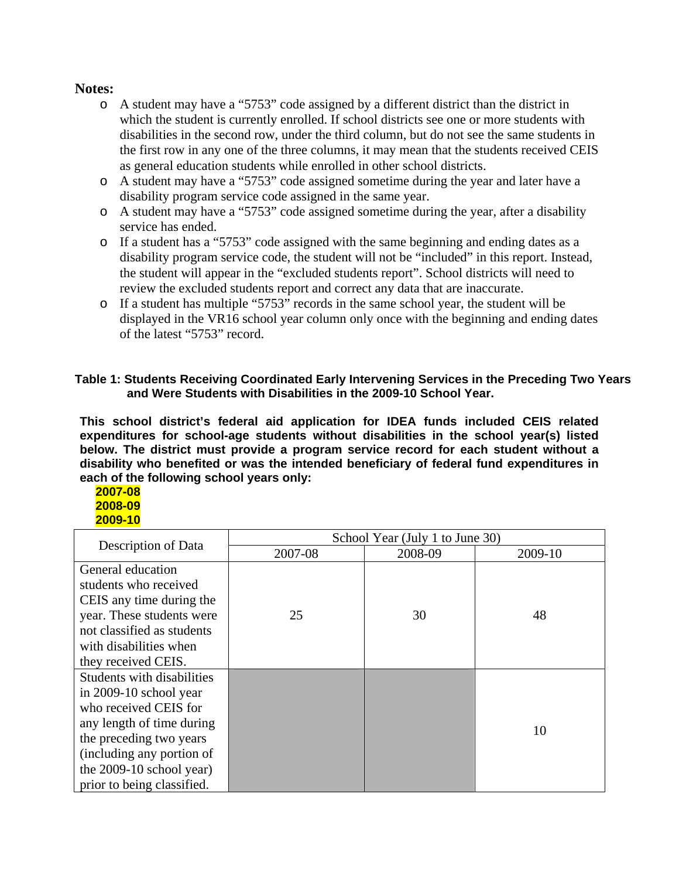**Notes:**

- A student may have a "5753" code assigned by a different district than the district in which the student is currently enrolled. If school districts see one or more students with disabilities in the second row, under the third column, but do not see the same students in the first row in any one of the three columns, it may mean that the students received CEIS as general education students while enrolled in other school districts.
- A student may have a "5753" code assigned sometime during the year and later have a disability program service code assigned in the same year.
- A student may have a "5753" code assigned sometime during the year, after a disability service has ended.
- If a student has a "5753" code assigned with the same beginning and ending dates as a disability program service code, the student will not be "included" in this report. Instead, the student will appear in the "excluded students report". School districts will need to review the excluded students report and correct any data that are inaccurate.
- If a student has multiple "5753" records in the same school year, the student will be displayed in the VR16 school year column only once with the beginning and ending dates of the latest "5753" record.

**Table 1: Students Receiving Coordinated Early Intervening Services in the Preceding Two Years and Were Students with Disabilities in the 2009-10 School Year.**

**This school district's federal aid application for IDEA funds included CEIS related expenditures for school-age students without disabilities in the school year(s) listed below. The district must provide a program service record for each student without a disability who benefited or was the intended beneficiary of federal fund expenditures in each of the following school years only:**

**2007-08**
**2008-09**
**2009-10**

| Description of Data | School Year (July 1 to June 30) | | |
|---|---|---|---|
| | 2007-08 | 2008-09 | 2009-10 |
| General education students who received CEIS any time during the year. These students were not classified as students with disabilities when they received CEIS. | 25 | 30 | 48 |
| Students with disabilities in 2009-10 school year who received CEIS for any length of time during the preceding two years (including any portion of the 2009-10 school year) prior to being classified. | | | 10 |